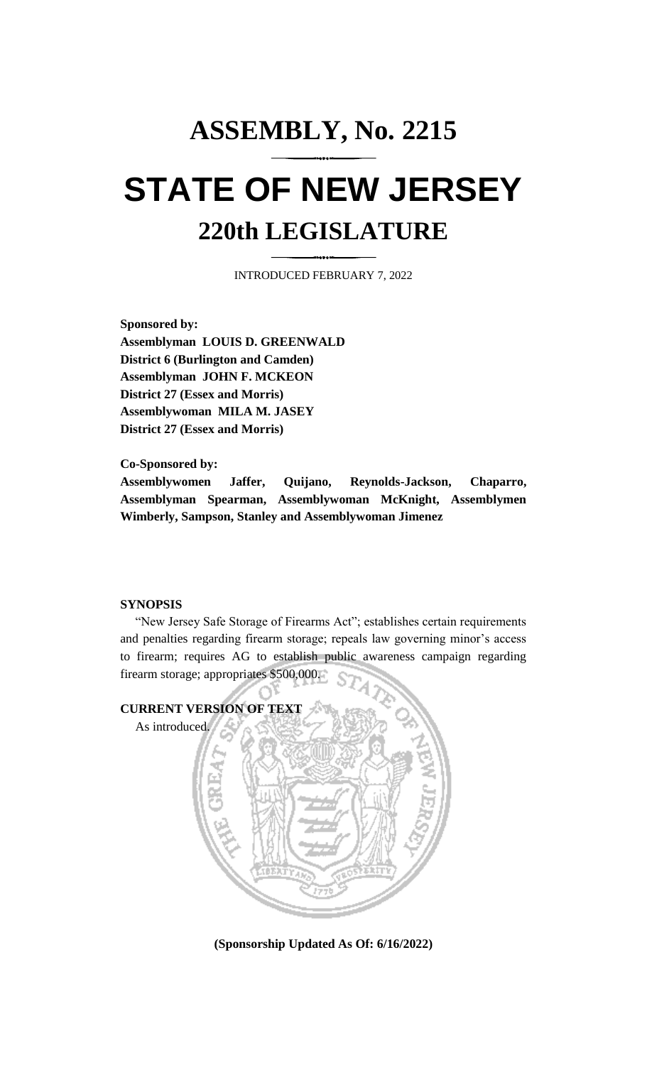# ASSEMBLY, No. 2215

# STATE OF NEW JERSEY

## 220th LEGISLATURE

INTRODUCED FEBRUARY 7, 2022

**Sponsored by:**
**Assemblyman LOUIS D. GREENWALD**
**District 6 (Burlington and Camden)**
**Assemblyman JOHN F. MCKEON**
**District 27 (Essex and Morris)**
**Assemblywoman MILA M. JASEY**
**District 27 (Essex and Morris)**

**Co-Sponsored by:**
**Assemblywomen Jaffer, Quijano, Reynolds-Jackson, Chaparro, Assemblyman Spearman, Assemblywoman McKnight, Assemblymen Wimberly, Sampson, Stanley and Assemblywoman Jimenez**

**SYNOPSIS**

"New Jersey Safe Storage of Firearms Act"; establishes certain requirements and penalties regarding firearm storage; repeals law governing minor's access to firearm; requires AG to establish public awareness campaign regarding firearm storage; appropriates $500,000.

**CURRENT VERSION OF TEXT**

As introduced.

**(Sponsorship Updated As Of: 6/16/2022)**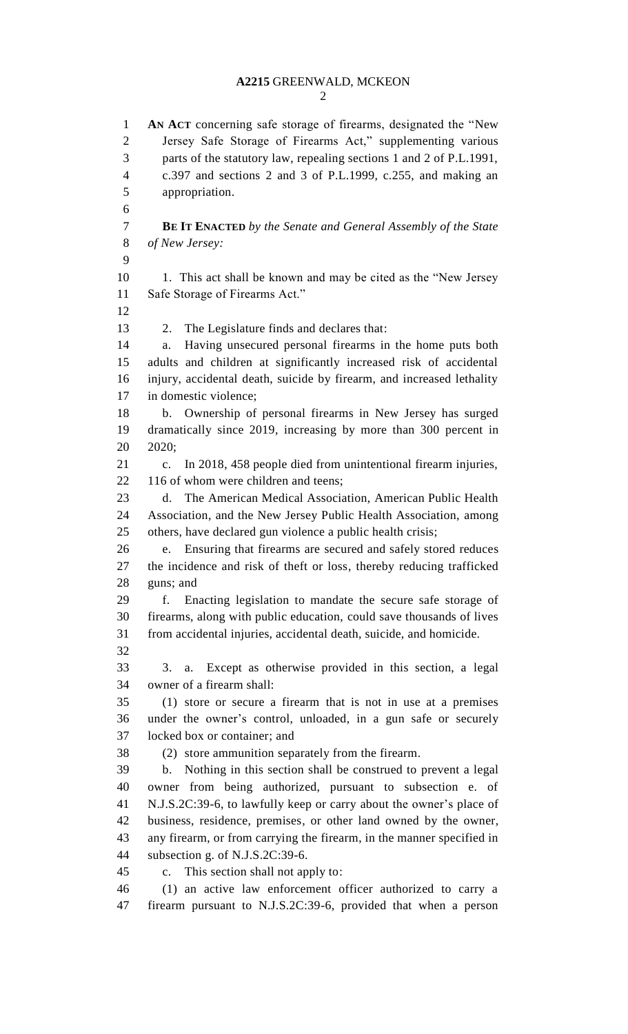**AN ACT** concerning safe storage of firearms, designated the "New Jersey Safe Storage of Firearms Act," supplementing various parts of the statutory law, repealing sections 1 and 2 of P.L.1991, c.397 and sections 2 and 3 of P.L.1999, c.255, and making an appropriation.

**BE IT ENACTED** *by the Senate and General Assembly of the State of New Jersey:*

1. This act shall be known and may be cited as the "New Jersey Safe Storage of Firearms Act."

2. The Legislature finds and declares that:

a. Having unsecured personal firearms in the home puts both adults and children at significantly increased risk of accidental injury, accidental death, suicide by firearm, and increased lethality in domestic violence;

b. Ownership of personal firearms in New Jersey has surged dramatically since 2019, increasing by more than 300 percent in 2020;

c. In 2018, 458 people died from unintentional firearm injuries, 116 of whom were children and teens;

d. The American Medical Association, American Public Health Association, and the New Jersey Public Health Association, among others, have declared gun violence a public health crisis;

e. Ensuring that firearms are secured and safely stored reduces the incidence and risk of theft or loss, thereby reducing trafficked guns; and

f. Enacting legislation to mandate the secure safe storage of firearms, along with public education, could save thousands of lives from accidental injuries, accidental death, suicide, and homicide.

3. a. Except as otherwise provided in this section, a legal owner of a firearm shall:

(1) store or secure a firearm that is not in use at a premises under the owner's control, unloaded, in a gun safe or securely locked box or container; and

(2) store ammunition separately from the firearm.

b. Nothing in this section shall be construed to prevent a legal owner from being authorized, pursuant to subsection e. of N.J.S.2C:39-6, to lawfully keep or carry about the owner's place of business, residence, premises, or other land owned by the owner, any firearm, or from carrying the firearm, in the manner specified in subsection g. of N.J.S.2C:39-6.

c. This section shall not apply to:

(1) an active law enforcement officer authorized to carry a firearm pursuant to N.J.S.2C:39-6, provided that when a person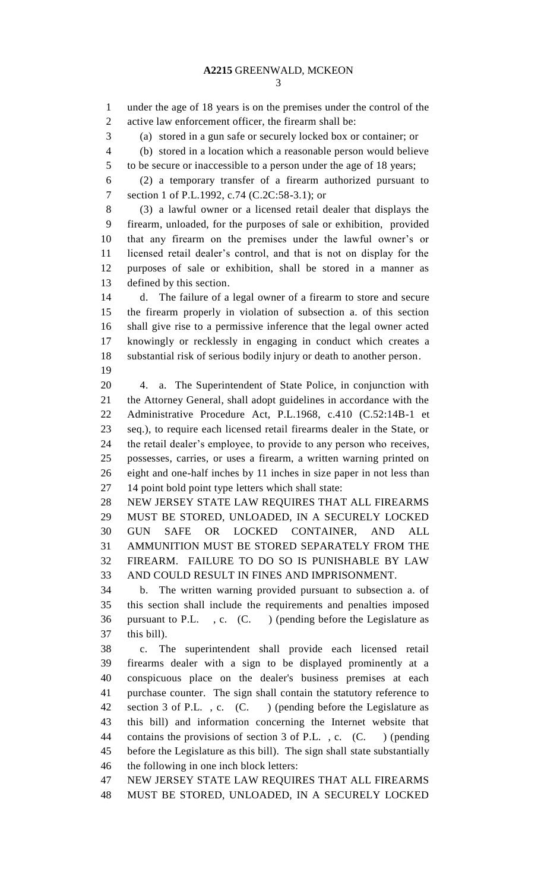under the age of 18 years is on the premises under the control of the active law enforcement officer, the firearm shall be:

(a) stored in a gun safe or securely locked box or container; or

(b) stored in a location which a reasonable person would believe to be secure or inaccessible to a person under the age of 18 years;

(2) a temporary transfer of a firearm authorized pursuant to section 1 of P.L.1992, c.74 (C.2C:58-3.1); or

(3) a lawful owner or a licensed retail dealer that displays the firearm, unloaded, for the purposes of sale or exhibition, provided that any firearm on the premises under the lawful owner's or licensed retail dealer's control, and that is not on display for the purposes of sale or exhibition, shall be stored in a manner as defined by this section.

d. The failure of a legal owner of a firearm to store and secure the firearm properly in violation of subsection a. of this section shall give rise to a permissive inference that the legal owner acted knowingly or recklessly in engaging in conduct which creates a substantial risk of serious bodily injury or death to another person.

4. a. The Superintendent of State Police, in conjunction with the Attorney General, shall adopt guidelines in accordance with the Administrative Procedure Act, P.L.1968, c.410 (C.52:14B-1 et seq.), to require each licensed retail firearms dealer in the State, or the retail dealer's employee, to provide to any person who receives, possesses, carries, or uses a firearm, a written warning printed on eight and one-half inches by 11 inches in size paper in not less than 14 point bold point type letters which shall state:

NEW JERSEY STATE LAW REQUIRES THAT ALL FIREARMS MUST BE STORED, UNLOADED, IN A SECURELY LOCKED GUN SAFE OR LOCKED CONTAINER, AND ALL AMMUNITION MUST BE STORED SEPARATELY FROM THE FIREARM. FAILURE TO DO SO IS PUNISHABLE BY LAW AND COULD RESULT IN FINES AND IMPRISONMENT.

b. The written warning provided pursuant to subsection a. of this section shall include the requirements and penalties imposed pursuant to P.L. , c. (C. ) (pending before the Legislature as this bill).

c. The superintendent shall provide each licensed retail firearms dealer with a sign to be displayed prominently at a conspicuous place on the dealer's business premises at each purchase counter. The sign shall contain the statutory reference to section 3 of P.L. , c. (C. ) (pending before the Legislature as this bill) and information concerning the Internet website that contains the provisions of section 3 of P.L. , c. (C. ) (pending before the Legislature as this bill). The sign shall state substantially the following in one inch block letters:

NEW JERSEY STATE LAW REQUIRES THAT ALL FIREARMS MUST BE STORED, UNLOADED, IN A SECURELY LOCKED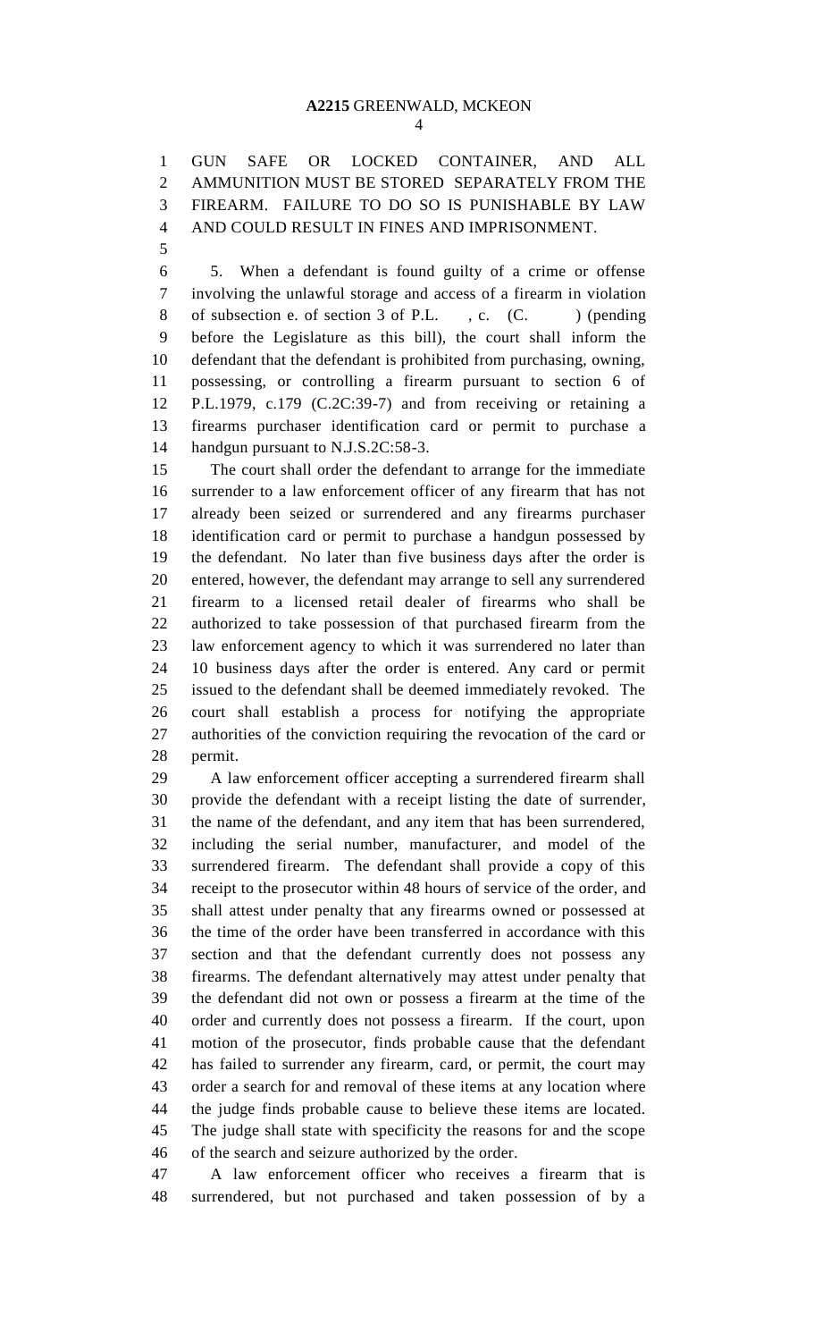GUN SAFE OR LOCKED CONTAINER, AND ALL AMMUNITION MUST BE STORED SEPARATELY FROM THE FIREARM. FAILURE TO DO SO IS PUNISHABLE BY LAW AND COULD RESULT IN FINES AND IMPRISONMENT.

5. When a defendant is found guilty of a crime or offense involving the unlawful storage and access of a firearm in violation of subsection e. of section 3 of P.L. , c. (C. ) (pending before the Legislature as this bill), the court shall inform the defendant that the defendant is prohibited from purchasing, owning, possessing, or controlling a firearm pursuant to section 6 of P.L.1979, c.179 (C.2C:39-7) and from receiving or retaining a firearms purchaser identification card or permit to purchase a handgun pursuant to N.J.S.2C:58-3.

The court shall order the defendant to arrange for the immediate surrender to a law enforcement officer of any firearm that has not already been seized or surrendered and any firearms purchaser identification card or permit to purchase a handgun possessed by the defendant. No later than five business days after the order is entered, however, the defendant may arrange to sell any surrendered firearm to a licensed retail dealer of firearms who shall be authorized to take possession of that purchased firearm from the law enforcement agency to which it was surrendered no later than 10 business days after the order is entered. Any card or permit issued to the defendant shall be deemed immediately revoked. The court shall establish a process for notifying the appropriate authorities of the conviction requiring the revocation of the card or permit.

A law enforcement officer accepting a surrendered firearm shall provide the defendant with a receipt listing the date of surrender, the name of the defendant, and any item that has been surrendered, including the serial number, manufacturer, and model of the surrendered firearm. The defendant shall provide a copy of this receipt to the prosecutor within 48 hours of service of the order, and shall attest under penalty that any firearms owned or possessed at the time of the order have been transferred in accordance with this section and that the defendant currently does not possess any firearms. The defendant alternatively may attest under penalty that the defendant did not own or possess a firearm at the time of the order and currently does not possess a firearm. If the court, upon motion of the prosecutor, finds probable cause that the defendant has failed to surrender any firearm, card, or permit, the court may order a search for and removal of these items at any location where the judge finds probable cause to believe these items are located. The judge shall state with specificity the reasons for and the scope of the search and seizure authorized by the order.

A law enforcement officer who receives a firearm that is surrendered, but not purchased and taken possession of by a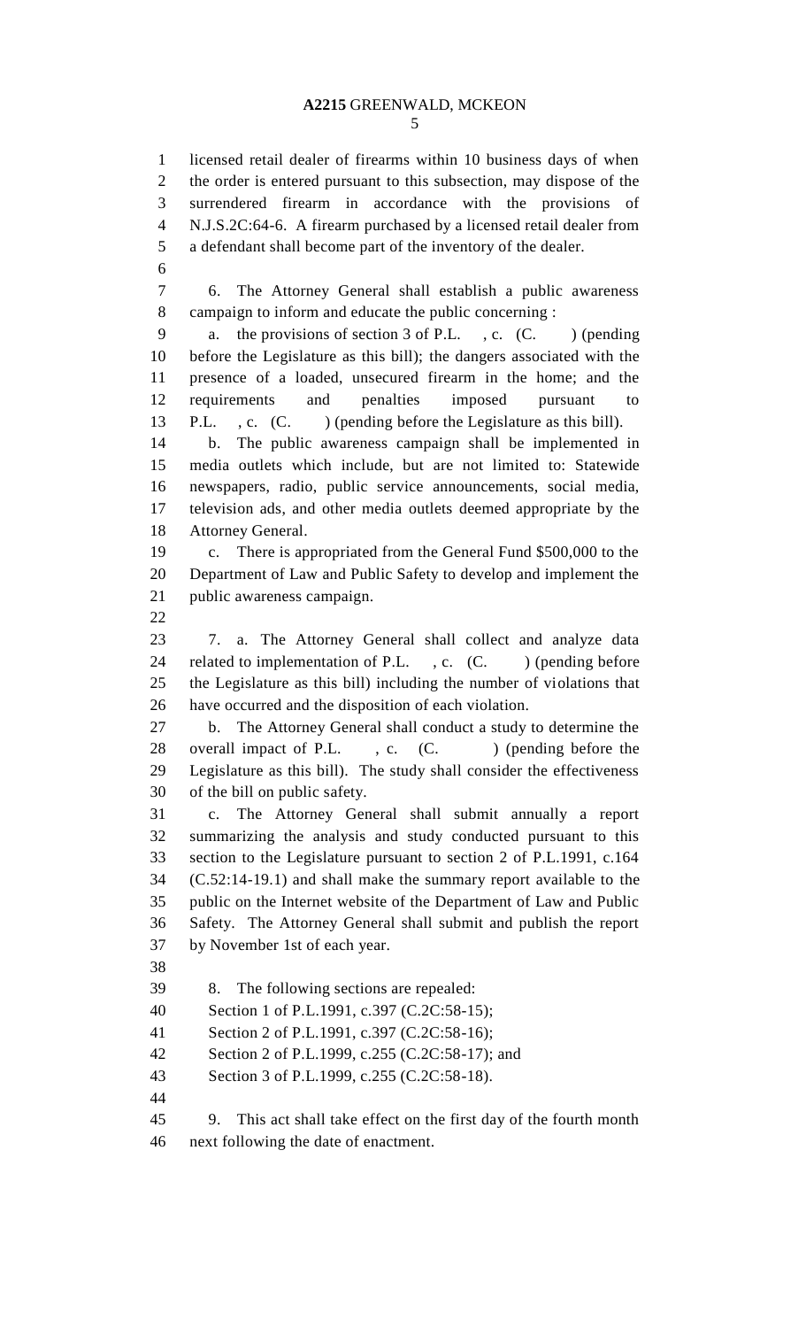licensed retail dealer of firearms within 10 business days of when the order is entered pursuant to this subsection, may dispose of the surrendered firearm in accordance with the provisions of N.J.S.2C:64-6. A firearm purchased by a licensed retail dealer from a defendant shall become part of the inventory of the dealer.

6. The Attorney General shall establish a public awareness campaign to inform and educate the public concerning :

a. the provisions of section 3 of P.L. , c. (C. ) (pending before the Legislature as this bill); the dangers associated with the presence of a loaded, unsecured firearm in the home; and the requirements and penalties imposed pursuant to P.L. , c. (C. ) (pending before the Legislature as this bill).

b. The public awareness campaign shall be implemented in media outlets which include, but are not limited to: Statewide newspapers, radio, public service announcements, social media, television ads, and other media outlets deemed appropriate by the Attorney General.

c. There is appropriated from the General Fund $500,000 to the Department of Law and Public Safety to develop and implement the public awareness campaign.

7. a. The Attorney General shall collect and analyze data related to implementation of P.L. , c. (C. ) (pending before the Legislature as this bill) including the number of violations that have occurred and the disposition of each violation.

b. The Attorney General shall conduct a study to determine the overall impact of P.L. , c. (C. ) (pending before the Legislature as this bill). The study shall consider the effectiveness of the bill on public safety.

c. The Attorney General shall submit annually a report summarizing the analysis and study conducted pursuant to this section to the Legislature pursuant to section 2 of P.L.1991, c.164 (C.52:14-19.1) and shall make the summary report available to the public on the Internet website of the Department of Law and Public Safety. The Attorney General shall submit and publish the report by November 1st of each year.

8. The following sections are repealed:

Section 1 of P.L.1991, c.397 (C.2C:58-15);

Section 2 of P.L.1991, c.397 (C.2C:58-16);

Section 2 of P.L.1999, c.255 (C.2C:58-17); and

Section 3 of P.L.1999, c.255 (C.2C:58-18).

9. This act shall take effect on the first day of the fourth month next following the date of enactment.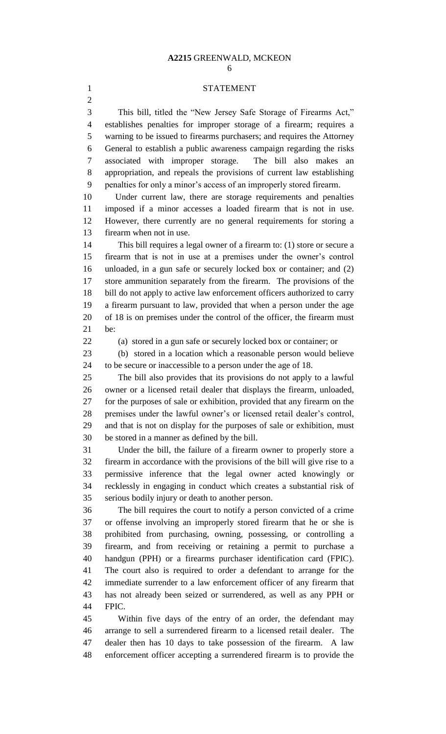## STATEMENT

This bill, titled the "New Jersey Safe Storage of Firearms Act," establishes penalties for improper storage of a firearm; requires a warning to be issued to firearms purchasers; and requires the Attorney General to establish a public awareness campaign regarding the risks associated with improper storage. The bill also makes an appropriation, and repeals the provisions of current law establishing penalties for only a minor's access of an improperly stored firearm.

Under current law, there are storage requirements and penalties imposed if a minor accesses a loaded firearm that is not in use. However, there currently are no general requirements for storing a firearm when not in use.

This bill requires a legal owner of a firearm to: (1) store or secure a firearm that is not in use at a premises under the owner's control unloaded, in a gun safe or securely locked box or container; and (2) store ammunition separately from the firearm. The provisions of the bill do not apply to active law enforcement officers authorized to carry a firearm pursuant to law, provided that when a person under the age of 18 is on premises under the control of the officer, the firearm must be:

(a) stored in a gun safe or securely locked box or container; or

(b) stored in a location which a reasonable person would believe to be secure or inaccessible to a person under the age of 18.

The bill also provides that its provisions do not apply to a lawful owner or a licensed retail dealer that displays the firearm, unloaded, for the purposes of sale or exhibition, provided that any firearm on the premises under the lawful owner's or licensed retail dealer's control, and that is not on display for the purposes of sale or exhibition, must be stored in a manner as defined by the bill.

Under the bill, the failure of a firearm owner to properly store a firearm in accordance with the provisions of the bill will give rise to a permissive inference that the legal owner acted knowingly or recklessly in engaging in conduct which creates a substantial risk of serious bodily injury or death to another person.

The bill requires the court to notify a person convicted of a crime or offense involving an improperly stored firearm that he or she is prohibited from purchasing, owning, possessing, or controlling a firearm, and from receiving or retaining a permit to purchase a handgun (PPH) or a firearms purchaser identification card (FPIC). The court also is required to order a defendant to arrange for the immediate surrender to a law enforcement officer of any firearm that has not already been seized or surrendered, as well as any PPH or FPIC.

Within five days of the entry of an order, the defendant may arrange to sell a surrendered firearm to a licensed retail dealer. The dealer then has 10 days to take possession of the firearm. A law enforcement officer accepting a surrendered firearm is to provide the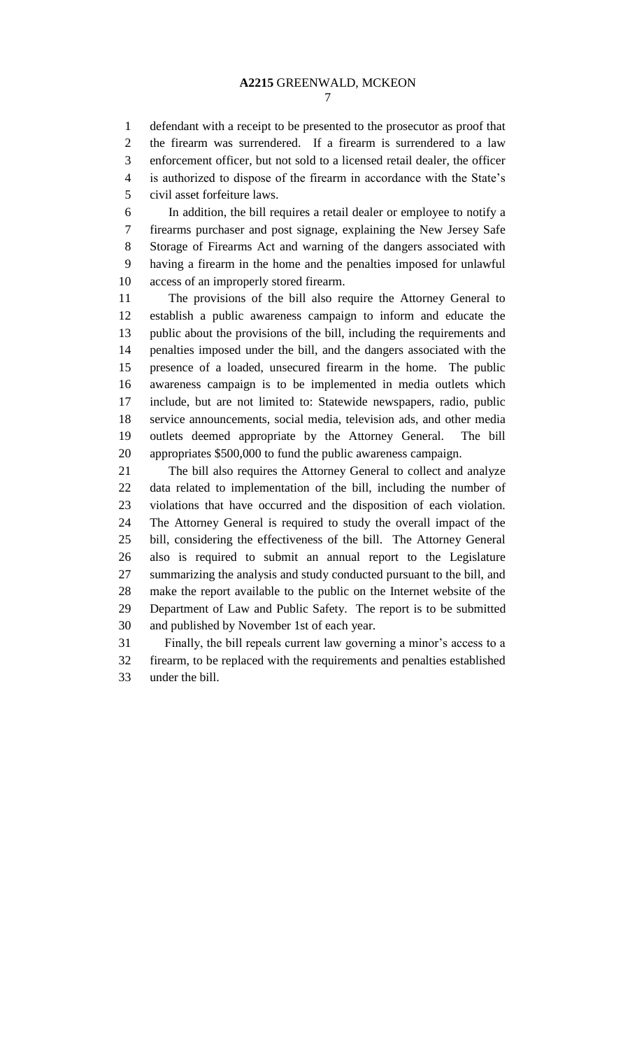defendant with a receipt to be presented to the prosecutor as proof that the firearm was surrendered. If a firearm is surrendered to a law enforcement officer, but not sold to a licensed retail dealer, the officer is authorized to dispose of the firearm in accordance with the State's civil asset forfeiture laws.

In addition, the bill requires a retail dealer or employee to notify a firearms purchaser and post signage, explaining the New Jersey Safe Storage of Firearms Act and warning of the dangers associated with having a firearm in the home and the penalties imposed for unlawful access of an improperly stored firearm.

The provisions of the bill also require the Attorney General to establish a public awareness campaign to inform and educate the public about the provisions of the bill, including the requirements and penalties imposed under the bill, and the dangers associated with the presence of a loaded, unsecured firearm in the home. The public awareness campaign is to be implemented in media outlets which include, but are not limited to: Statewide newspapers, radio, public service announcements, social media, television ads, and other media outlets deemed appropriate by the Attorney General. The bill appropriates $500,000 to fund the public awareness campaign.

The bill also requires the Attorney General to collect and analyze data related to implementation of the bill, including the number of violations that have occurred and the disposition of each violation. The Attorney General is required to study the overall impact of the bill, considering the effectiveness of the bill. The Attorney General also is required to submit an annual report to the Legislature summarizing the analysis and study conducted pursuant to the bill, and make the report available to the public on the Internet website of the Department of Law and Public Safety. The report is to be submitted and published by November 1st of each year.

Finally, the bill repeals current law governing a minor's access to a firearm, to be replaced with the requirements and penalties established under the bill.